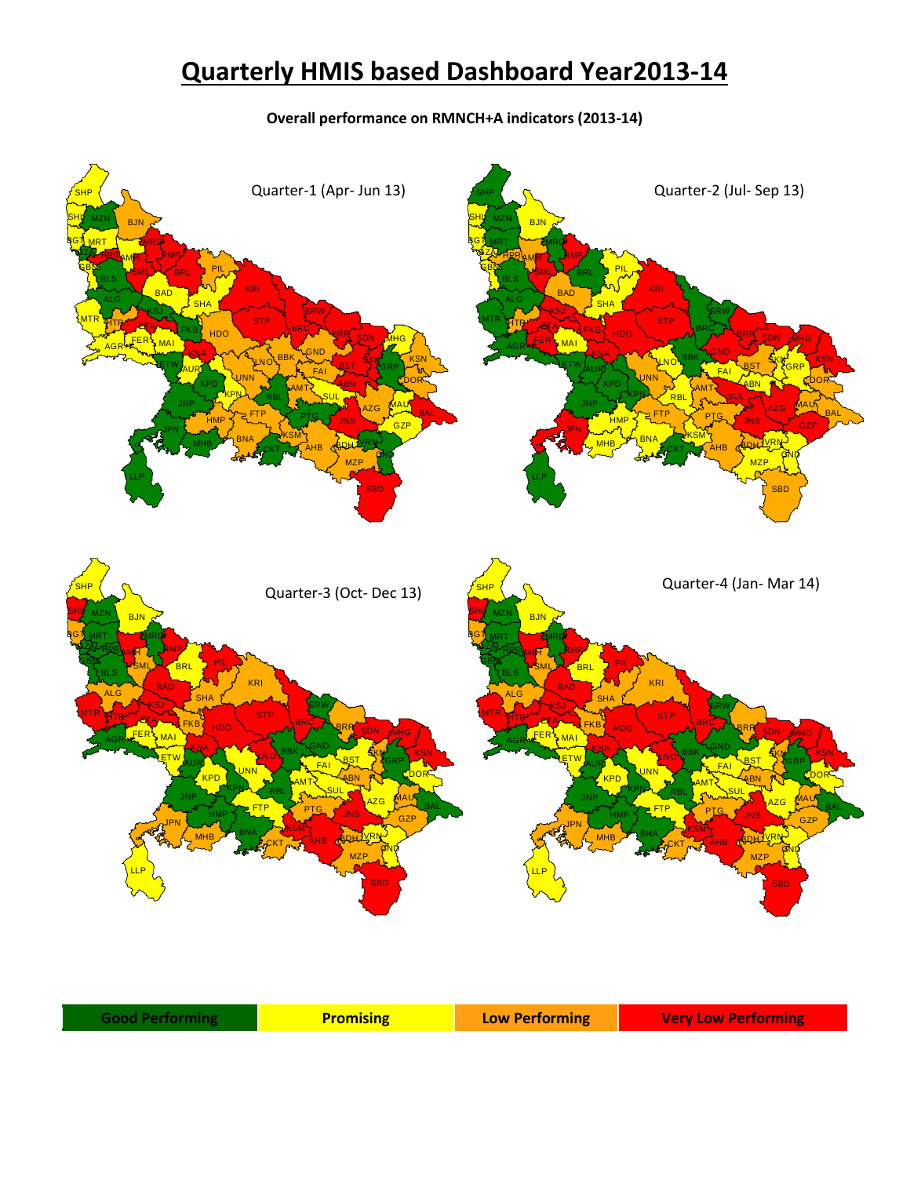# Quarterly HMIS based Dashboard Year2013-14

**Overall performance on RMNCH+A indicators (2013-14)**

Quarter-1 (Apr- Jun 13)

Quarter-2 (Jul- Sep 13)

Quarter-3 (Oct- Dec 13)

Quarter-4 (Jan- Mar 14)

| Good Performing | Promising | Low Performing | Very Low Performing |
|---|---|---|---|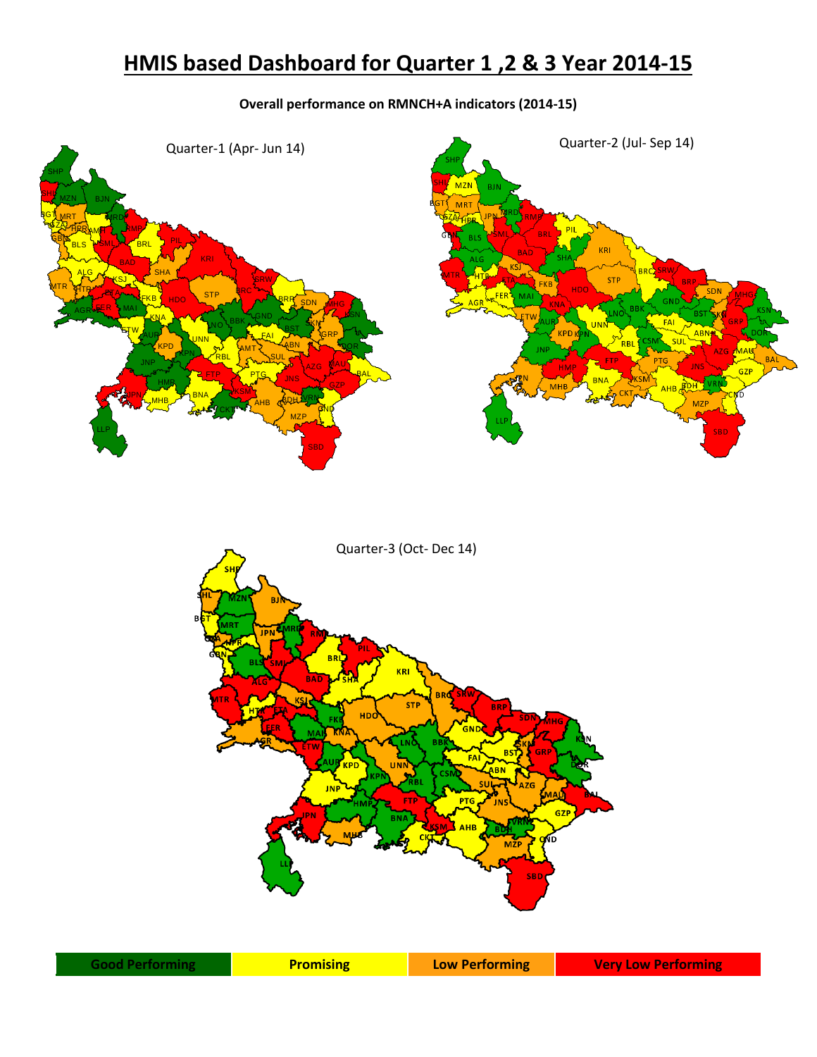# HMIS based Dashboard for Quarter 1 ,2 & 3 Year 2014-15

**Overall performance on RMNCH+A indicators (2014-15)**

Quarter-1 (Apr- Jun 14)

Quarter-2 (Jul- Sep 14)

Quarter-3 (Oct- Dec 14)

| Good Performing | Promising | Low Performing | Very Low Performing |
| --- | --- | --- | --- |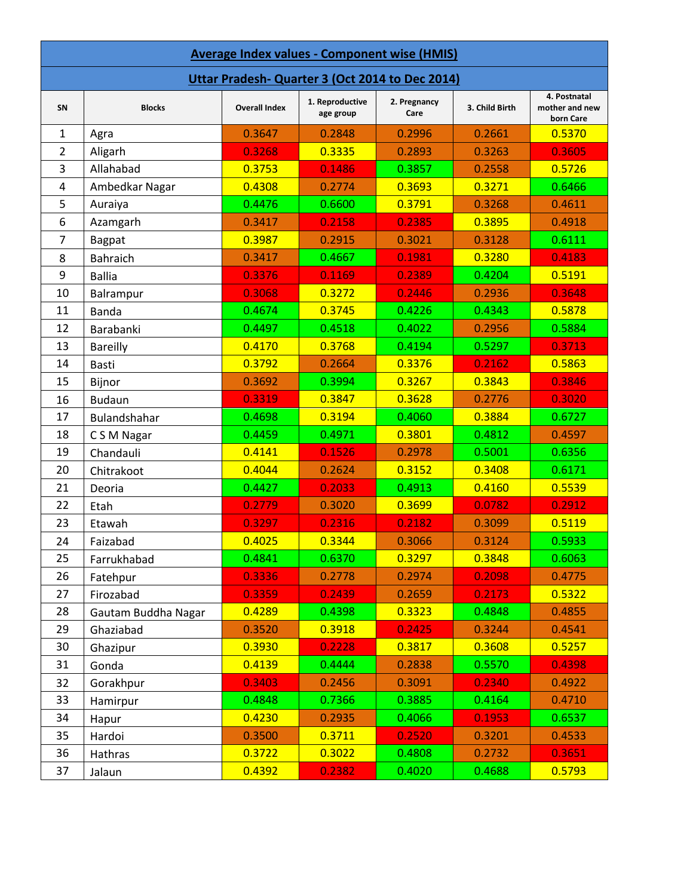## Average Index values - Component wise (HMIS)

### Uttar Pradesh- Quarter 3 (Oct 2014 to Dec 2014)

| SN | Blocks | Overall Index | 1. Reproductive age group | 2. Pregnancy Care | 3. Child Birth | 4. Postnatal mother and new born Care |
|---|---|---|---|---|---|---|
| 1 | Agra | 0.3647 | 0.2848 | 0.2996 | 0.2661 | 0.5370 |
| 2 | Aligarh | 0.3268 | 0.3335 | 0.2893 | 0.3263 | 0.3605 |
| 3 | Allahabad | 0.3753 | 0.1486 | 0.3857 | 0.2558 | 0.5726 |
| 4 | Ambedkar Nagar | 0.4308 | 0.2774 | 0.3693 | 0.3271 | 0.6466 |
| 5 | Auraiya | 0.4476 | 0.6600 | 0.3791 | 0.3268 | 0.4611 |
| 6 | Azamgarh | 0.3417 | 0.2158 | 0.2385 | 0.3895 | 0.4918 |
| 7 | Bagpat | 0.3987 | 0.2915 | 0.3021 | 0.3128 | 0.6111 |
| 8 | Bahraich | 0.3417 | 0.4667 | 0.1981 | 0.3280 | 0.4183 |
| 9 | Ballia | 0.3376 | 0.1169 | 0.2389 | 0.4204 | 0.5191 |
| 10 | Balrampur | 0.3068 | 0.3272 | 0.2446 | 0.2936 | 0.3648 |
| 11 | Banda | 0.4674 | 0.3745 | 0.4226 | 0.4343 | 0.5878 |
| 12 | Barabanki | 0.4497 | 0.4518 | 0.4022 | 0.2956 | 0.5884 |
| 13 | Bareilly | 0.4170 | 0.3768 | 0.4194 | 0.5297 | 0.3713 |
| 14 | Basti | 0.3792 | 0.2664 | 0.3376 | 0.2162 | 0.5863 |
| 15 | Bijnor | 0.3692 | 0.3994 | 0.3267 | 0.3843 | 0.3846 |
| 16 | Budaun | 0.3319 | 0.3847 | 0.3628 | 0.2776 | 0.3020 |
| 17 | Bulandshahar | 0.4698 | 0.3194 | 0.4060 | 0.3884 | 0.6727 |
| 18 | C S M Nagar | 0.4459 | 0.4971 | 0.3801 | 0.4812 | 0.4597 |
| 19 | Chandauli | 0.4141 | 0.1526 | 0.2978 | 0.5001 | 0.6356 |
| 20 | Chitrakoot | 0.4044 | 0.2624 | 0.3152 | 0.3408 | 0.6171 |
| 21 | Deoria | 0.4427 | 0.2033 | 0.4913 | 0.4160 | 0.5539 |
| 22 | Etah | 0.2779 | 0.3020 | 0.3699 | 0.0782 | 0.2912 |
| 23 | Etawah | 0.3297 | 0.2316 | 0.2182 | 0.3099 | 0.5119 |
| 24 | Faizabad | 0.4025 | 0.3344 | 0.3066 | 0.3124 | 0.5933 |
| 25 | Farrukhabad | 0.4841 | 0.6370 | 0.3297 | 0.3848 | 0.6063 |
| 26 | Fatehpur | 0.3336 | 0.2778 | 0.2974 | 0.2098 | 0.4775 |
| 27 | Firozabad | 0.3359 | 0.2439 | 0.2659 | 0.2173 | 0.5322 |
| 28 | Gautam Buddha Nagar | 0.4289 | 0.4398 | 0.3323 | 0.4848 | 0.4855 |
| 29 | Ghaziabad | 0.3520 | 0.3918 | 0.2425 | 0.3244 | 0.4541 |
| 30 | Ghazipur | 0.3930 | 0.2228 | 0.3817 | 0.3608 | 0.5257 |
| 31 | Gonda | 0.4139 | 0.4444 | 0.2838 | 0.5570 | 0.4398 |
| 32 | Gorakhpur | 0.3403 | 0.2456 | 0.3091 | 0.2340 | 0.4922 |
| 33 | Hamirpur | 0.4848 | 0.7366 | 0.3885 | 0.4164 | 0.4710 |
| 34 | Hapur | 0.4230 | 0.2935 | 0.4066 | 0.1953 | 0.6537 |
| 35 | Hardoi | 0.3500 | 0.3711 | 0.2520 | 0.3201 | 0.4533 |
| 36 | Hathras | 0.3722 | 0.3022 | 0.4808 | 0.2732 | 0.3651 |
| 37 | Jalaun | 0.4392 | 0.2382 | 0.4020 | 0.4688 | 0.5793 |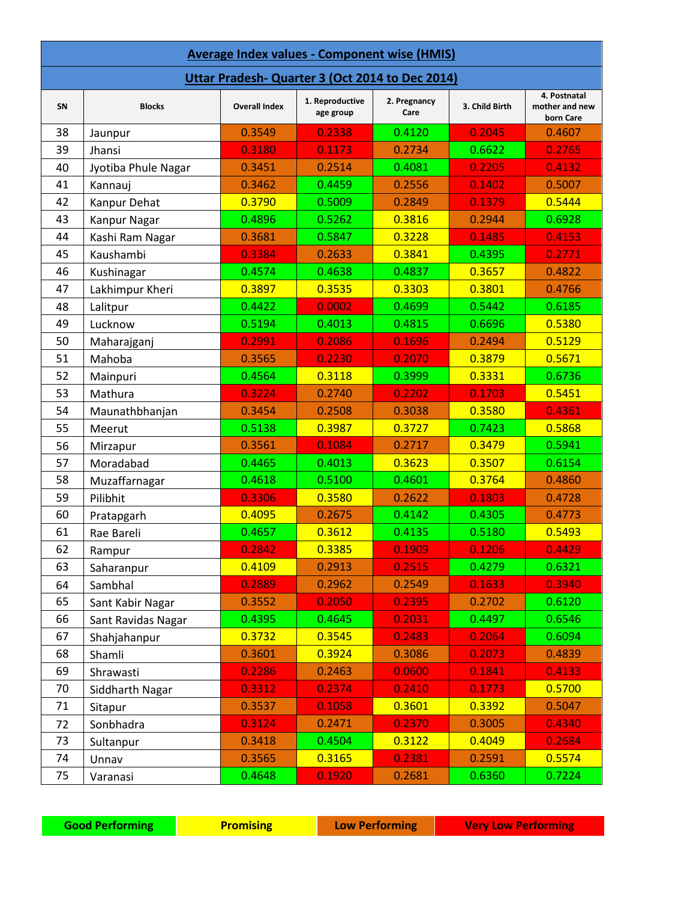## Average Index values - Component wise (HMIS)

## Uttar Pradesh- Quarter 3 (Oct 2014 to Dec 2014)

| SN | Blocks | Overall Index | 1. Reproductive age group | 2. Pregnancy Care | 3. Child Birth | 4. Postnatal mother and new born Care |
|---|---|---|---|---|---|---|
| 38 | Jaunpur | 0.3549 | 0.2338 | 0.4120 | 0.2045 | 0.4607 |
| 39 | Jhansi | 0.3180 | 0.1173 | 0.2734 | 0.6622 | 0.2765 |
| 40 | Jyotiba Phule Nagar | 0.3451 | 0.2514 | 0.4081 | 0.2205 | 0.4132 |
| 41 | Kannauj | 0.3462 | 0.4459 | 0.2556 | 0.1402 | 0.5007 |
| 42 | Kanpur Dehat | 0.3790 | 0.5009 | 0.2849 | 0.1379 | 0.5444 |
| 43 | Kanpur Nagar | 0.4896 | 0.5262 | 0.3816 | 0.2944 | 0.6928 |
| 44 | Kashi Ram Nagar | 0.3681 | 0.5847 | 0.3228 | 0.1485 | 0.4153 |
| 45 | Kaushambi | 0.3384 | 0.2633 | 0.3841 | 0.4395 | 0.2771 |
| 46 | Kushinagar | 0.4574 | 0.4638 | 0.4837 | 0.3657 | 0.4822 |
| 47 | Lakhimpur Kheri | 0.3897 | 0.3535 | 0.3303 | 0.3801 | 0.4766 |
| 48 | Lalitpur | 0.4422 | 0.0002 | 0.4699 | 0.5442 | 0.6185 |
| 49 | Lucknow | 0.5194 | 0.4013 | 0.4815 | 0.6696 | 0.5380 |
| 50 | Maharajganj | 0.2991 | 0.2086 | 0.1696 | 0.2494 | 0.5129 |
| 51 | Mahoba | 0.3565 | 0.2230 | 0.2070 | 0.3879 | 0.5671 |
| 52 | Mainpuri | 0.4564 | 0.3118 | 0.3999 | 0.3331 | 0.6736 |
| 53 | Mathura | 0.3224 | 0.2740 | 0.2202 | 0.1703 | 0.5451 |
| 54 | Maunathbhanjan | 0.3454 | 0.2508 | 0.3038 | 0.3580 | 0.4361 |
| 55 | Meerut | 0.5138 | 0.3987 | 0.3727 | 0.7423 | 0.5868 |
| 56 | Mirzapur | 0.3561 | 0.1084 | 0.2717 | 0.3479 | 0.5941 |
| 57 | Moradabad | 0.4465 | 0.4013 | 0.3623 | 0.3507 | 0.6154 |
| 58 | Muzaffarnagar | 0.4618 | 0.5100 | 0.4601 | 0.3764 | 0.4860 |
| 59 | Pilibhit | 0.3306 | 0.3580 | 0.2622 | 0.1803 | 0.4728 |
| 60 | Pratapgarh | 0.4095 | 0.2675 | 0.4142 | 0.4305 | 0.4773 |
| 61 | Rae Bareli | 0.4657 | 0.3612 | 0.4135 | 0.5180 | 0.5493 |
| 62 | Rampur | 0.2842 | 0.3385 | 0.1909 | 0.1206 | 0.4429 |
| 63 | Saharanpur | 0.4109 | 0.2913 | 0.2515 | 0.4279 | 0.6321 |
| 64 | Sambhal | 0.2889 | 0.2962 | 0.2549 | 0.1633 | 0.3940 |
| 65 | Sant Kabir Nagar | 0.3552 | 0.2050 | 0.2395 | 0.2702 | 0.6120 |
| 66 | Sant Ravidas Nagar | 0.4395 | 0.4645 | 0.2031 | 0.4497 | 0.6546 |
| 67 | Shahjahanpur | 0.3732 | 0.3545 | 0.2483 | 0.2064 | 0.6094 |
| 68 | Shamli | 0.3601 | 0.3924 | 0.3086 | 0.2073 | 0.4839 |
| 69 | Shrawasti | 0.2286 | 0.2463 | 0.0600 | 0.1841 | 0.4133 |
| 70 | Siddharth Nagar | 0.3312 | 0.2374 | 0.2410 | 0.1773 | 0.5700 |
| 71 | Sitapur | 0.3537 | 0.1058 | 0.3601 | 0.3392 | 0.5047 |
| 72 | Sonbhadra | 0.3124 | 0.2471 | 0.2370 | 0.3005 | 0.4340 |
| 73 | Sultanpur | 0.3418 | 0.4504 | 0.3122 | 0.4049 | 0.2684 |
| 74 | Unnav | 0.3565 | 0.3165 | 0.2381 | 0.2591 | 0.5574 |
| 75 | Varanasi | 0.4648 | 0.1920 | 0.2681 | 0.6360 | 0.7224 |

**Good Performing** | **Promising** | **Low Performing** | **Very Low Performing**